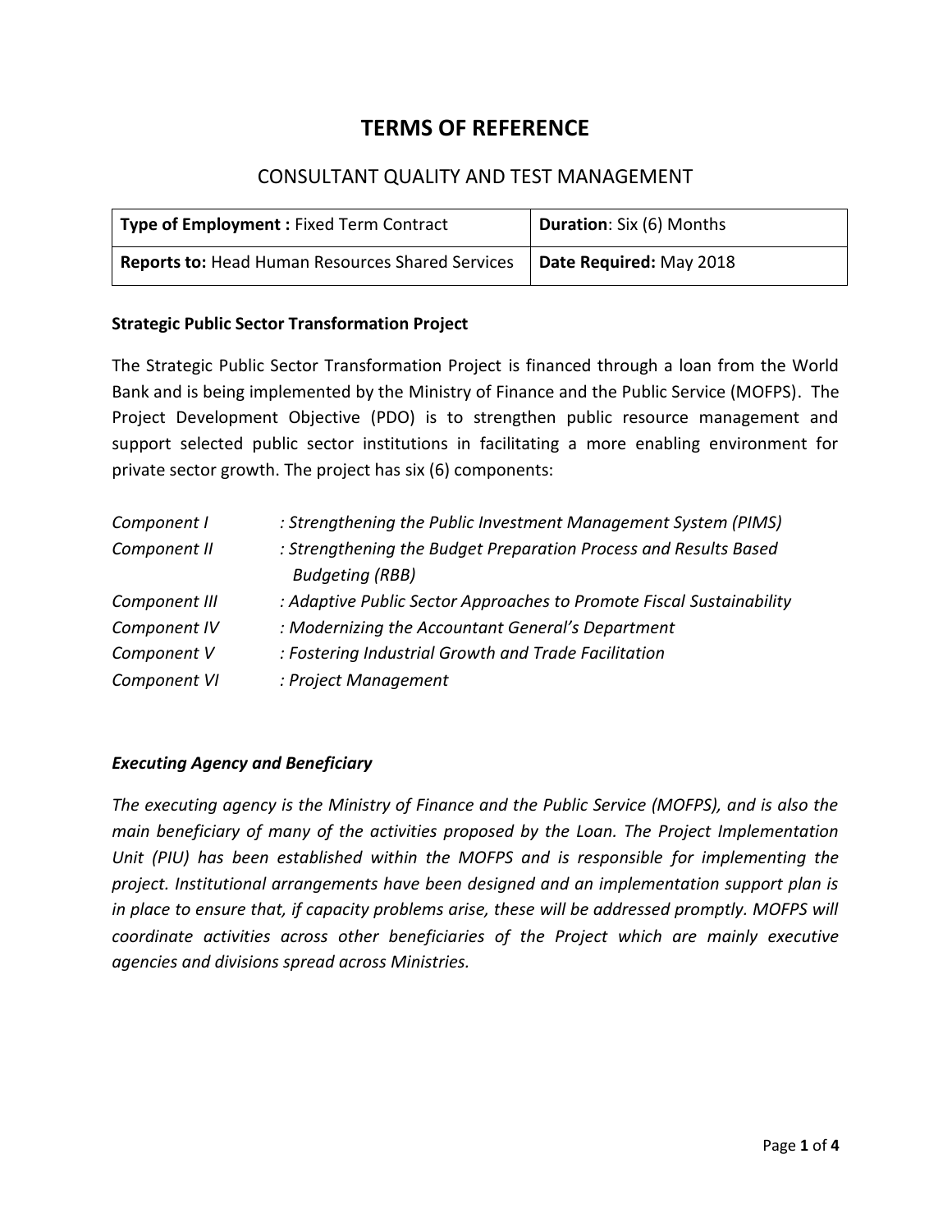# TERMS OF REFERENCE

## CONSULTANT QUALITY AND TEST MANAGEMENT

| **Type of Employment :** Fixed Term Contract | **Duration**: Six (6) Months |
|---|---|
| **Reports to:** Head Human Resources Shared Services | **Date Required:** May 2018 |

**Strategic Public Sector Transformation Project**

The Strategic Public Sector Transformation Project is financed through a loan from the World Bank and is being implemented by the Ministry of Finance and the Public Service (MOFPS). The Project Development Objective (PDO) is to strengthen public resource management and support selected public sector institutions in facilitating a more enabling environment for private sector growth. The project has six (6) components:

*Component I* : *Strengthening the Public Investment Management System (PIMS)*
*Component II* : *Strengthening the Budget Preparation Process and Results Based Budgeting (RBB)*
*Component III* : *Adaptive Public Sector Approaches to Promote Fiscal Sustainability*
*Component IV* : *Modernizing the Accountant General's Department*
*Component V* : *Fostering Industrial Growth and Trade Facilitation*
*Component VI* : *Project Management*

***Executing Agency and Beneficiary***

*The executing agency is the Ministry of Finance and the Public Service (MOFPS), and is also the main beneficiary of many of the activities proposed by the Loan. The Project Implementation Unit (PIU) has been established within the MOFPS and is responsible for implementing the project. Institutional arrangements have been designed and an implementation support plan is in place to ensure that, if capacity problems arise, these will be addressed promptly. MOFPS will coordinate activities across other beneficiaries of the Project which are mainly executive agencies and divisions spread across Ministries.*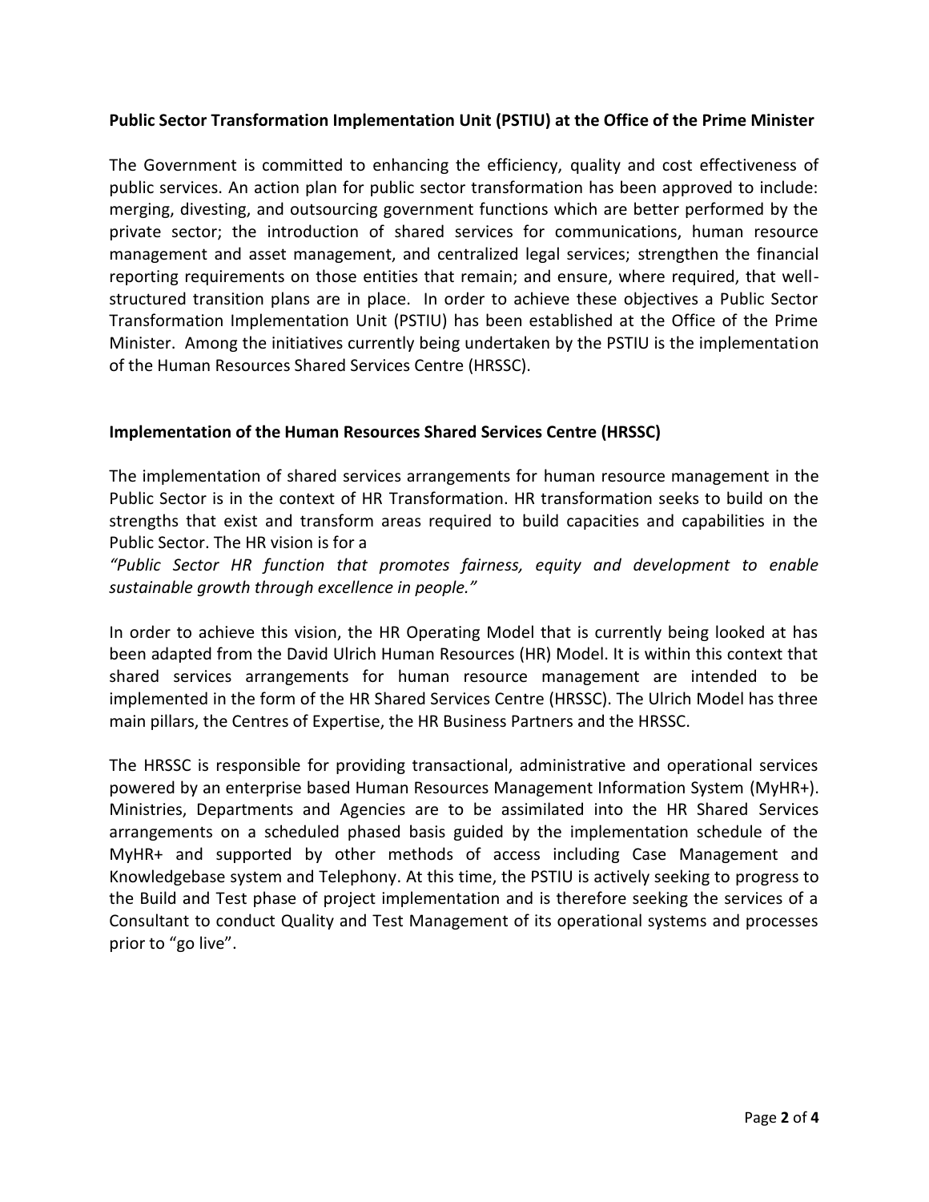**Public Sector Transformation Implementation Unit (PSTIU) at the Office of the Prime Minister**

The Government is committed to enhancing the efficiency, quality and cost effectiveness of public services. An action plan for public sector transformation has been approved to include: merging, divesting, and outsourcing government functions which are better performed by the private sector; the introduction of shared services for communications, human resource management and asset management, and centralized legal services; strengthen the financial reporting requirements on those entities that remain; and ensure, where required, that well-structured transition plans are in place. In order to achieve these objectives a Public Sector Transformation Implementation Unit (PSTIU) has been established at the Office of the Prime Minister. Among the initiatives currently being undertaken by the PSTIU is the implementation of the Human Resources Shared Services Centre (HRSSC).

**Implementation of the Human Resources Shared Services Centre (HRSSC)**

The implementation of shared services arrangements for human resource management in the Public Sector is in the context of HR Transformation. HR transformation seeks to build on the strengths that exist and transform areas required to build capacities and capabilities in the Public Sector. The HR vision is for a

*"Public Sector HR function that promotes fairness, equity and development to enable sustainable growth through excellence in people."*

In order to achieve this vision, the HR Operating Model that is currently being looked at has been adapted from the David Ulrich Human Resources (HR) Model. It is within this context that shared services arrangements for human resource management are intended to be implemented in the form of the HR Shared Services Centre (HRSSC). The Ulrich Model has three main pillars, the Centres of Expertise, the HR Business Partners and the HRSSC.

The HRSSC is responsible for providing transactional, administrative and operational services powered by an enterprise based Human Resources Management Information System (MyHR+). Ministries, Departments and Agencies are to be assimilated into the HR Shared Services arrangements on a scheduled phased basis guided by the implementation schedule of the MyHR+ and supported by other methods of access including Case Management and Knowledgebase system and Telephony. At this time, the PSTIU is actively seeking to progress to the Build and Test phase of project implementation and is therefore seeking the services of a Consultant to conduct Quality and Test Management of its operational systems and processes prior to "go live".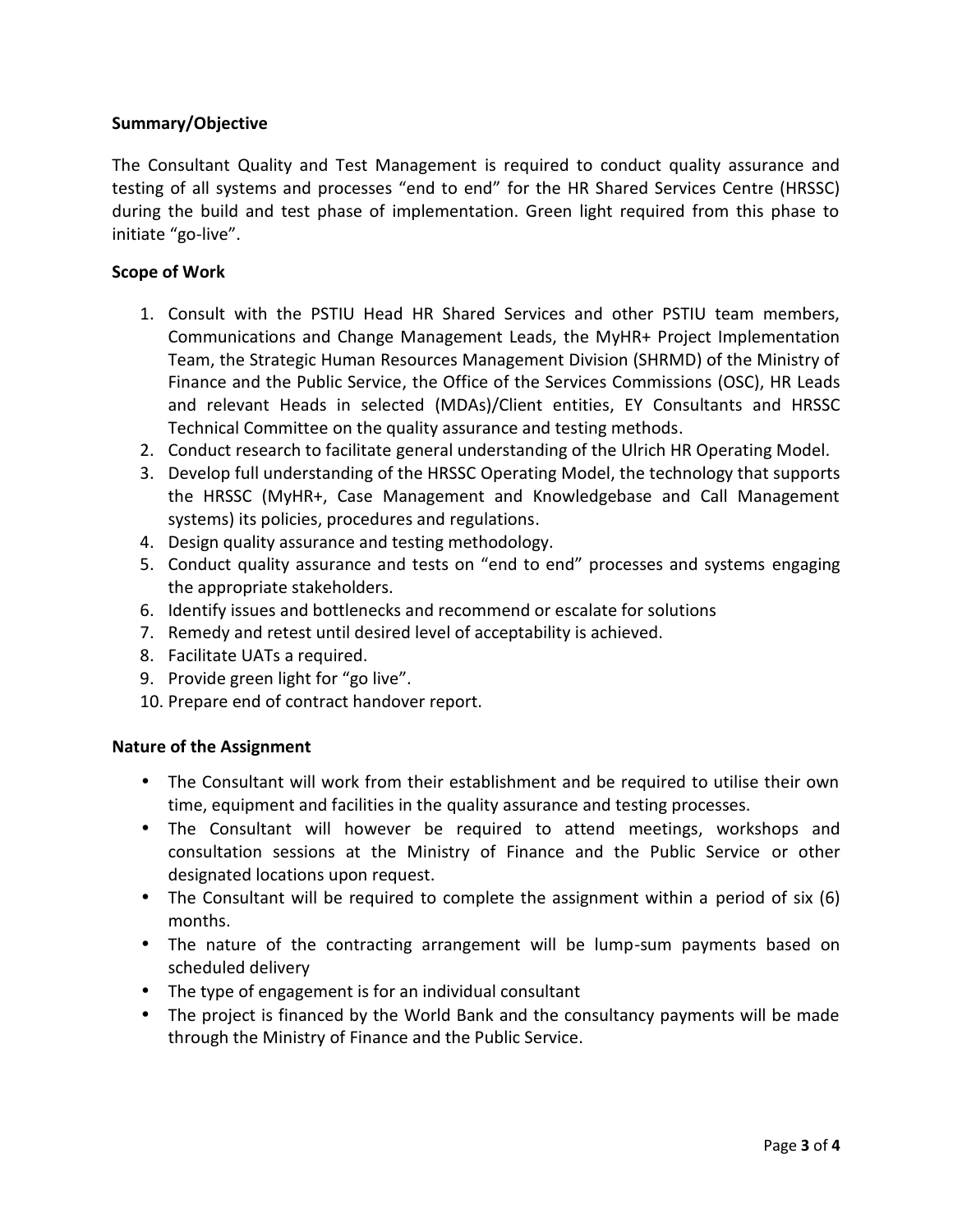**Summary/Objective**

The Consultant Quality and Test Management is required to conduct quality assurance and testing of all systems and processes "end to end" for the HR Shared Services Centre (HRSSC) during the build and test phase of implementation. Green light required from this phase to initiate "go-live".

**Scope of Work**

1. Consult with the PSTIU Head HR Shared Services and other PSTIU team members, Communications and Change Management Leads, the MyHR+ Project Implementation Team, the Strategic Human Resources Management Division (SHRMD) of the Ministry of Finance and the Public Service, the Office of the Services Commissions (OSC), HR Leads and relevant Heads in selected (MDAs)/Client entities, EY Consultants and HRSSC Technical Committee on the quality assurance and testing methods.
2. Conduct research to facilitate general understanding of the Ulrich HR Operating Model.
3. Develop full understanding of the HRSSC Operating Model, the technology that supports the HRSSC (MyHR+, Case Management and Knowledgebase and Call Management systems) its policies, procedures and regulations.
4. Design quality assurance and testing methodology.
5. Conduct quality assurance and tests on "end to end" processes and systems engaging the appropriate stakeholders.
6. Identify issues and bottlenecks and recommend or escalate for solutions
7. Remedy and retest until desired level of acceptability is achieved.
8. Facilitate UATs a required.
9. Provide green light for "go live".
10. Prepare end of contract handover report.

**Nature of the Assignment**

- The Consultant will work from their establishment and be required to utilise their own time, equipment and facilities in the quality assurance and testing processes.
- The Consultant will however be required to attend meetings, workshops and consultation sessions at the Ministry of Finance and the Public Service or other designated locations upon request.
- The Consultant will be required to complete the assignment within a period of six (6) months.
- The nature of the contracting arrangement will be lump-sum payments based on scheduled delivery
- The type of engagement is for an individual consultant
- The project is financed by the World Bank and the consultancy payments will be made through the Ministry of Finance and the Public Service.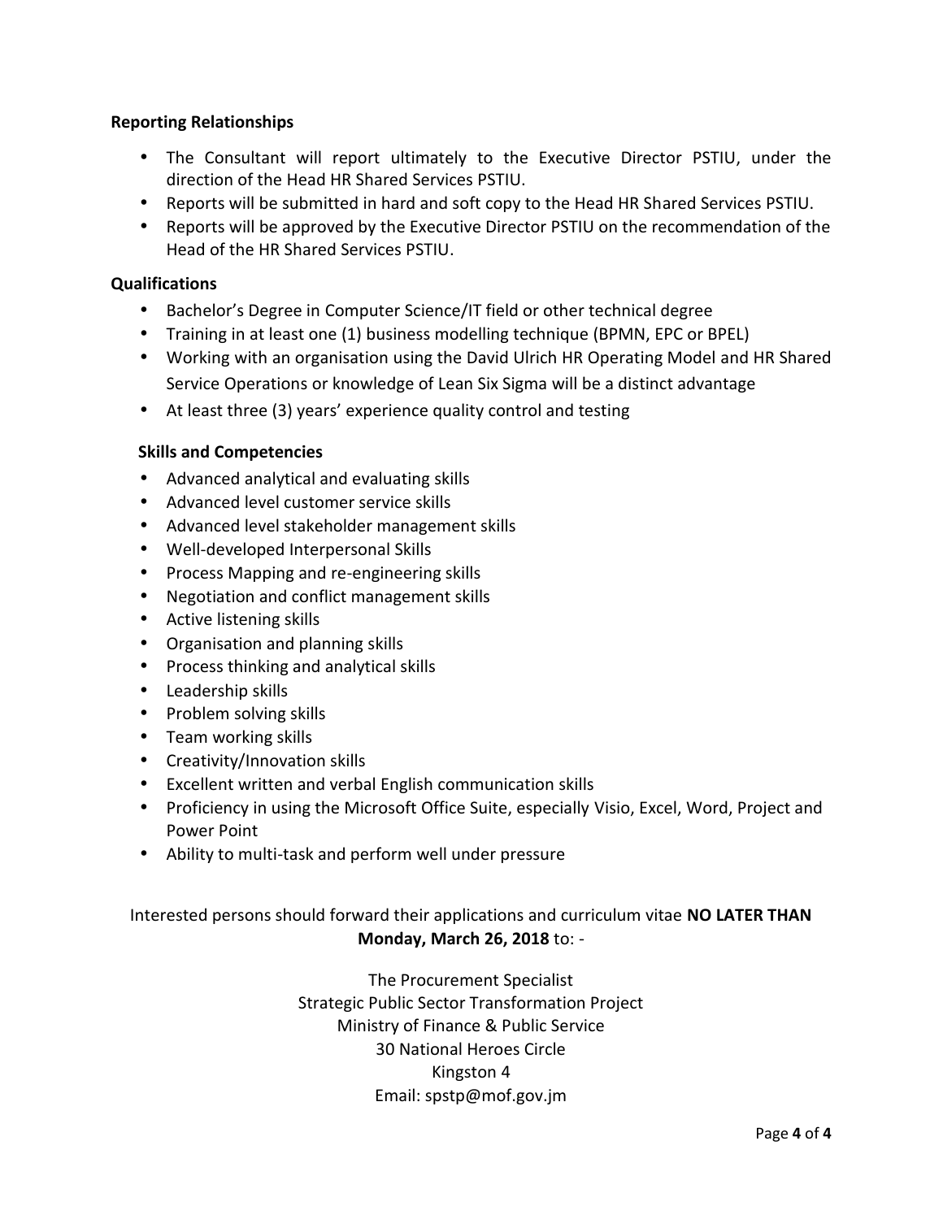**Reporting Relationships**

- The Consultant will report ultimately to the Executive Director PSTIU, under the direction of the Head HR Shared Services PSTIU.
- Reports will be submitted in hard and soft copy to the Head HR Shared Services PSTIU.
- Reports will be approved by the Executive Director PSTIU on the recommendation of the Head of the HR Shared Services PSTIU.

**Qualifications**

- Bachelor's Degree in Computer Science/IT field or other technical degree
- Training in at least one (1) business modelling technique (BPMN, EPC or BPEL)
- Working with an organisation using the David Ulrich HR Operating Model and HR Shared Service Operations or knowledge of Lean Six Sigma will be a distinct advantage
- At least three (3) years' experience quality control and testing

**Skills and Competencies**

- Advanced analytical and evaluating skills
- Advanced level customer service skills
- Advanced level stakeholder management skills
- Well-developed Interpersonal Skills
- Process Mapping and re-engineering skills
- Negotiation and conflict management skills
- Active listening skills
- Organisation and planning skills
- Process thinking and analytical skills
- Leadership skills
- Problem solving skills
- Team working skills
- Creativity/Innovation skills
- Excellent written and verbal English communication skills
- Proficiency in using the Microsoft Office Suite, especially Visio, Excel, Word, Project and Power Point
- Ability to multi-task and perform well under pressure

Interested persons should forward their applications and curriculum vitae **NO LATER THAN Monday, March 26, 2018** to: -

The Procurement Specialist
Strategic Public Sector Transformation Project
Ministry of Finance & Public Service
30 National Heroes Circle
Kingston 4
Email: spstp@mof.gov.jm